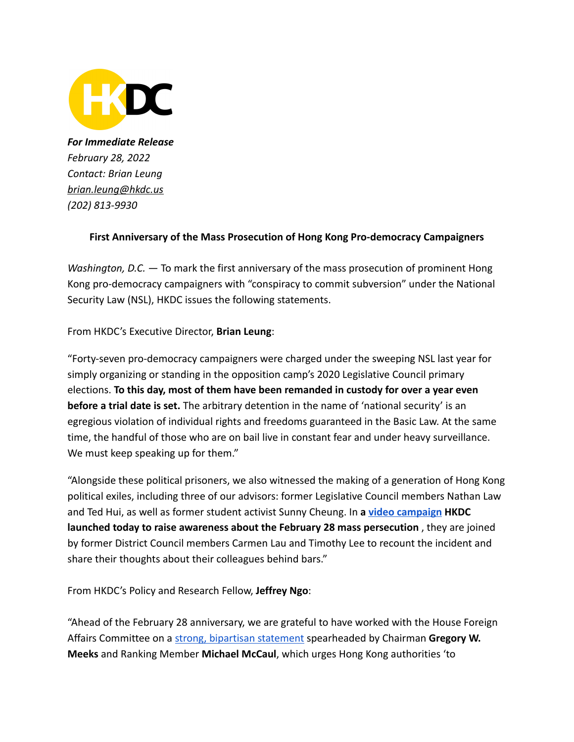*For Immediate Release*
*February 28, 2022*
*Contact: Brian Leung*
*brian.leung@hkdc.us*
*(202) 813-9930*

**First Anniversary of the Mass Prosecution of Hong Kong Pro-democracy Campaigners**

*Washington, D.C.* — To mark the first anniversary of the mass prosecution of prominent Hong Kong pro-democracy campaigners with "conspiracy to commit subversion" under the National Security Law (NSL), HKDC issues the following statements.

From HKDC's Executive Director, **Brian Leung**:

"Forty-seven pro-democracy campaigners were charged under the sweeping NSL last year for simply organizing or standing in the opposition camp's 2020 Legislative Council primary elections. **To this day, most of them have been remanded in custody for over a year even before a trial date is set.** The arbitrary detention in the name of 'national security' is an egregious violation of individual rights and freedoms guaranteed in the Basic Law. At the same time, the handful of those who are on bail live in constant fear and under heavy surveillance. We must keep speaking up for them."

"Alongside these political prisoners, we also witnessed the making of a generation of Hong Kong political exiles, including three of our advisors: former Legislative Council members Nathan Law and Ted Hui, as well as former student activist Sunny Cheung. In **a video campaign HKDC launched today to raise awareness about the February 28 mass persecution** , they are joined by former District Council members Carmen Lau and Timothy Lee to recount the incident and share their thoughts about their colleagues behind bars."

From HKDC's Policy and Research Fellow, **Jeffrey Ngo**:

"Ahead of the February 28 anniversary, we are grateful to have worked with the House Foreign Affairs Committee on a strong, bipartisan statement spearheaded by Chairman **Gregory W. Meeks** and Ranking Member **Michael McCaul**, which urges Hong Kong authorities 'to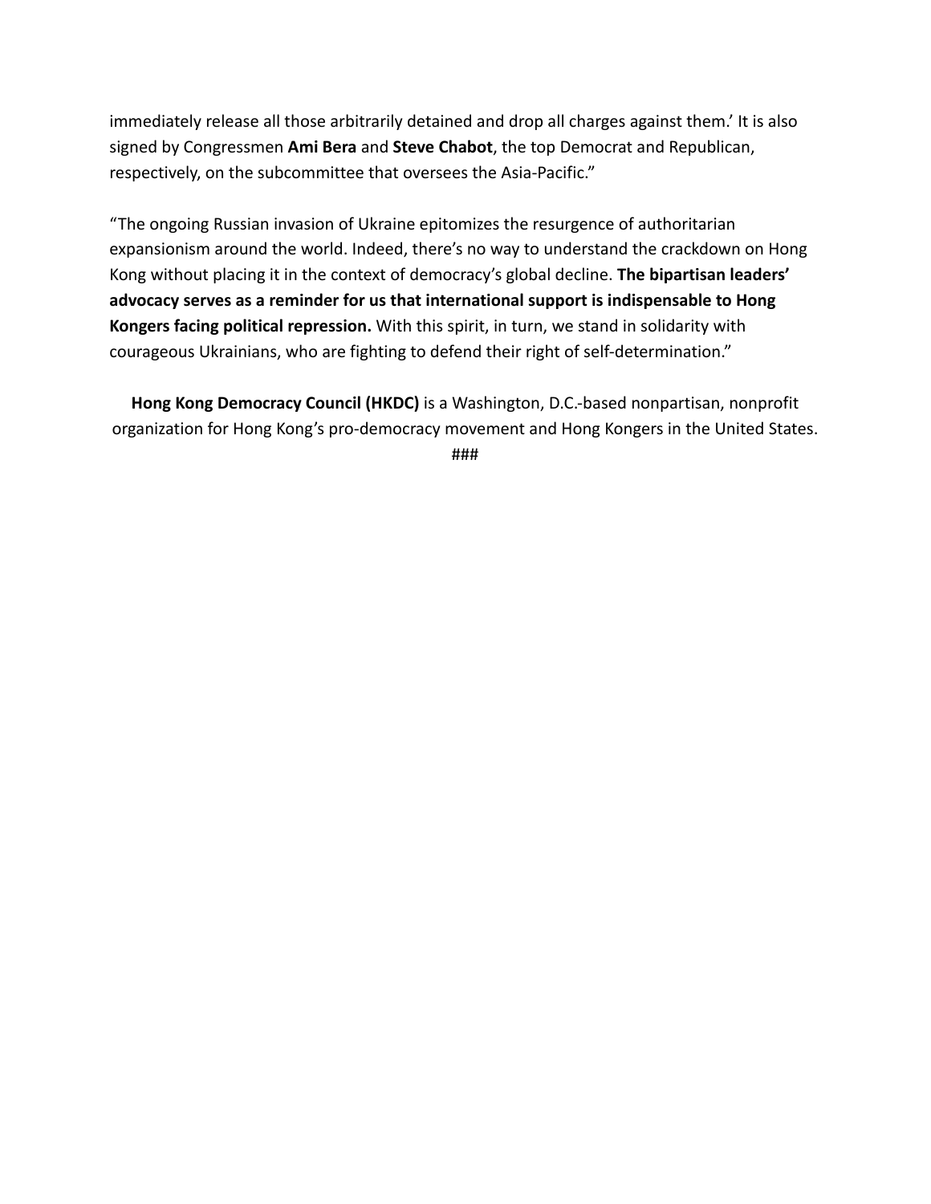immediately release all those arbitrarily detained and drop all charges against them.' It is also signed by Congressmen **Ami Bera** and **Steve Chabot**, the top Democrat and Republican, respectively, on the subcommittee that oversees the Asia-Pacific."

"The ongoing Russian invasion of Ukraine epitomizes the resurgence of authoritarian expansionism around the world. Indeed, there's no way to understand the crackdown on Hong Kong without placing it in the context of democracy's global decline. **The bipartisan leaders' advocacy serves as a reminder for us that international support is indispensable to Hong Kongers facing political repression.** With this spirit, in turn, we stand in solidarity with courageous Ukrainians, who are fighting to defend their right of self-determination."

**Hong Kong Democracy Council (HKDC)** is a Washington, D.C.-based nonpartisan, nonprofit organization for Hong Kong's pro-democracy movement and Hong Kongers in the United States.

###